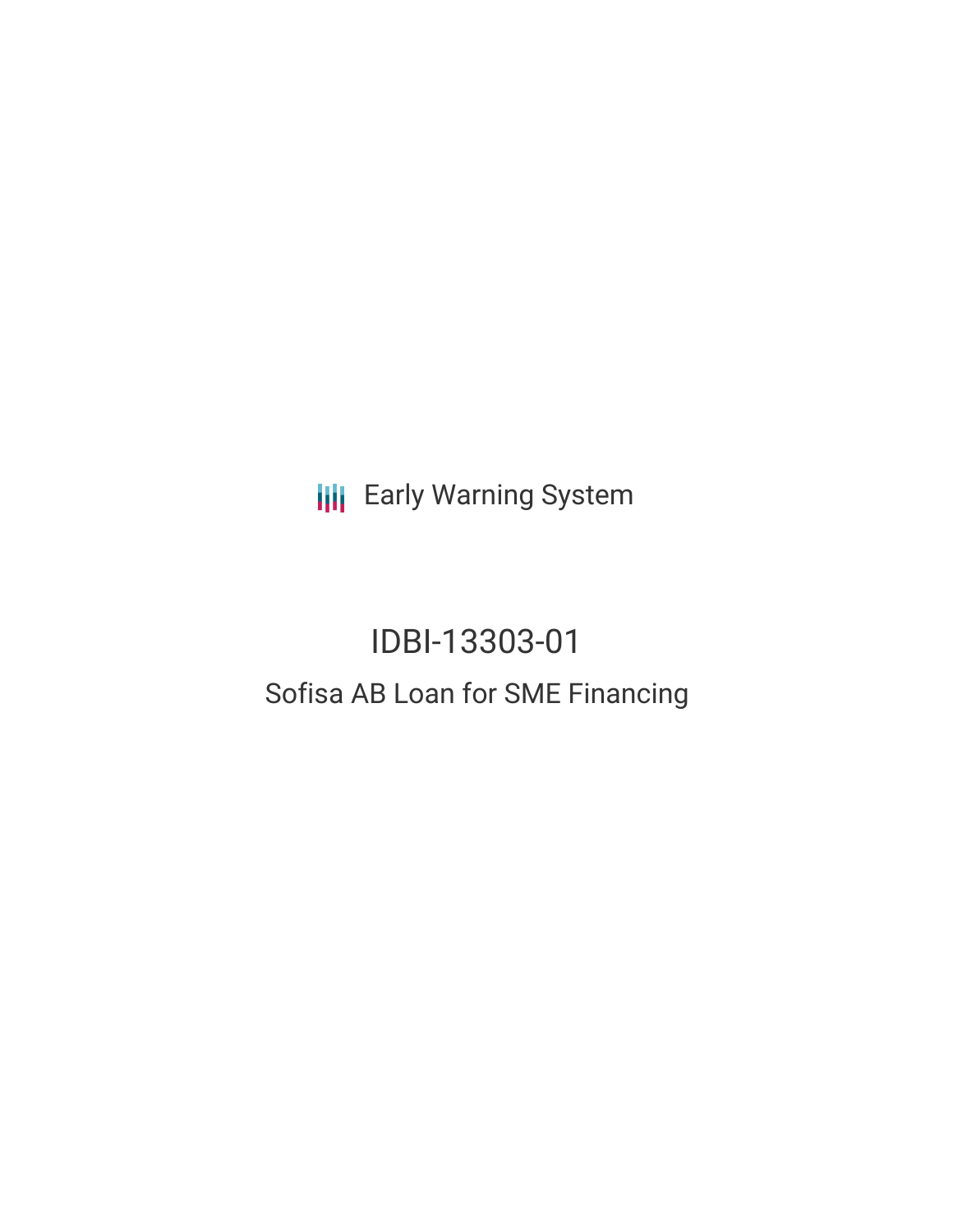Early Warning System

# IDBI-13303-01

## Sofisa AB Loan for SME Financing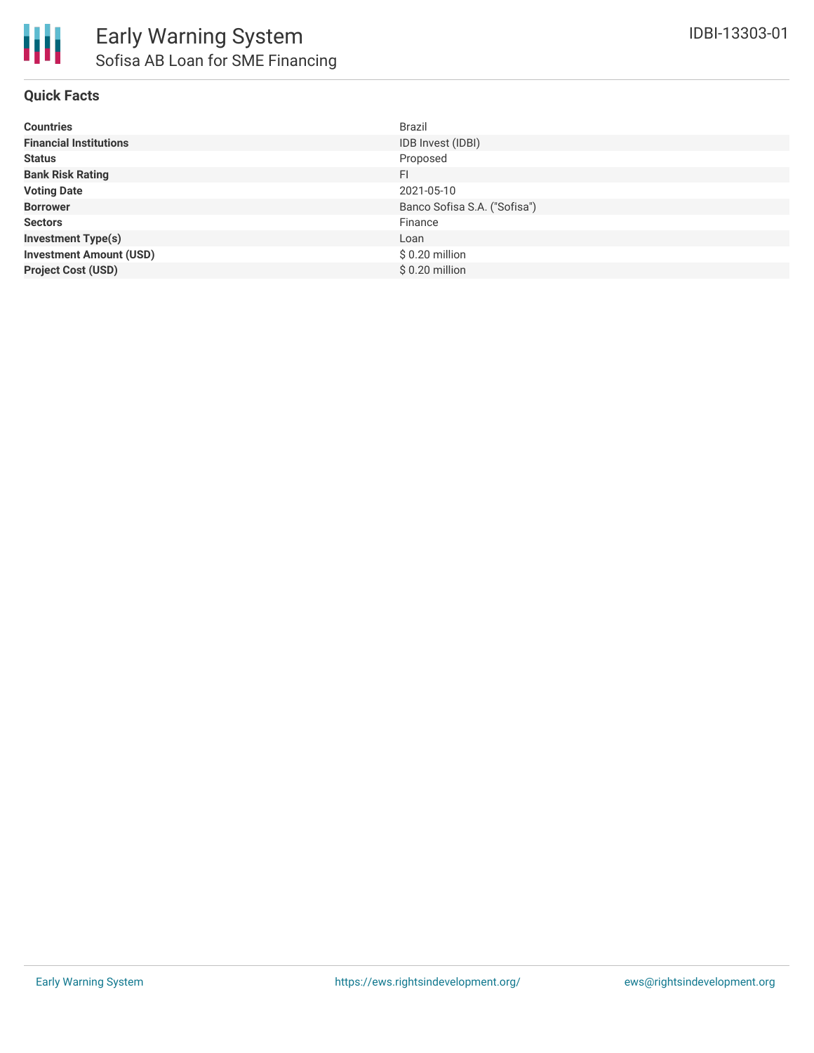# Early Warning System

## Sofisa AB Loan for SME Financing

IDBI-13303-01

### Quick Facts

| | |
|---|---|
| **Countries** | Brazil |
| **Financial Institutions** | IDB Invest (IDBI) |
| **Status** | Proposed |
| **Bank Risk Rating** | FI |
| **Voting Date** | 2021-05-10 |
| **Borrower** | Banco Sofisa S.A. ("Sofisa") |
| **Sectors** | Finance |
| **Investment Type(s)** | Loan |
| **Investment Amount (USD)** | $ 0.20 million |
| **Project Cost (USD)** | $ 0.20 million |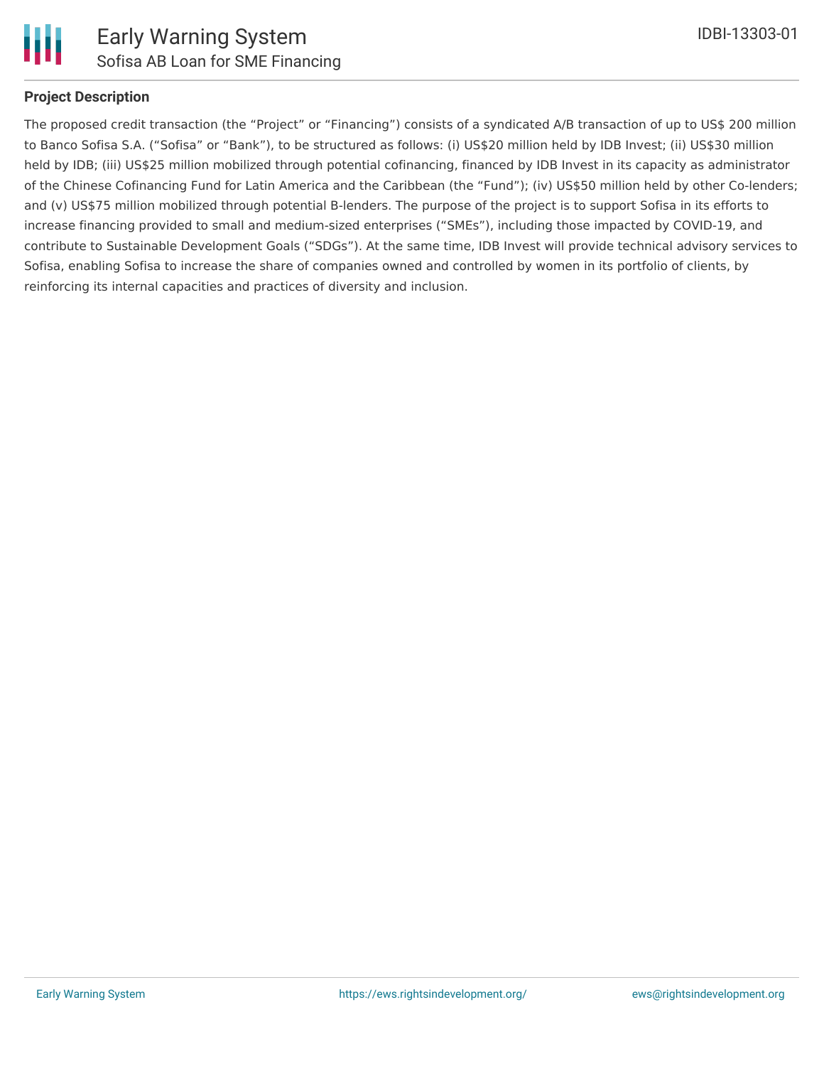**Project Description**

The proposed credit transaction (the "Project" or "Financing") consists of a syndicated A/B transaction of up to US$ 200 million to Banco Sofisa S.A. ("Sofisa" or "Bank"), to be structured as follows: (i) US$20 million held by IDB Invest; (ii) US$30 million held by IDB; (iii) US$25 million mobilized through potential cofinancing, financed by IDB Invest in its capacity as administrator of the Chinese Cofinancing Fund for Latin America and the Caribbean (the "Fund"); (iv) US$50 million held by other Co-lenders; and (v) US$75 million mobilized through potential B-lenders. The purpose of the project is to support Sofisa in its efforts to increase financing provided to small and medium-sized enterprises ("SMEs"), including those impacted by COVID-19, and contribute to Sustainable Development Goals ("SDGs"). At the same time, IDB Invest will provide technical advisory services to Sofisa, enabling Sofisa to increase the share of companies owned and controlled by women in its portfolio of clients, by reinforcing its internal capacities and practices of diversity and inclusion.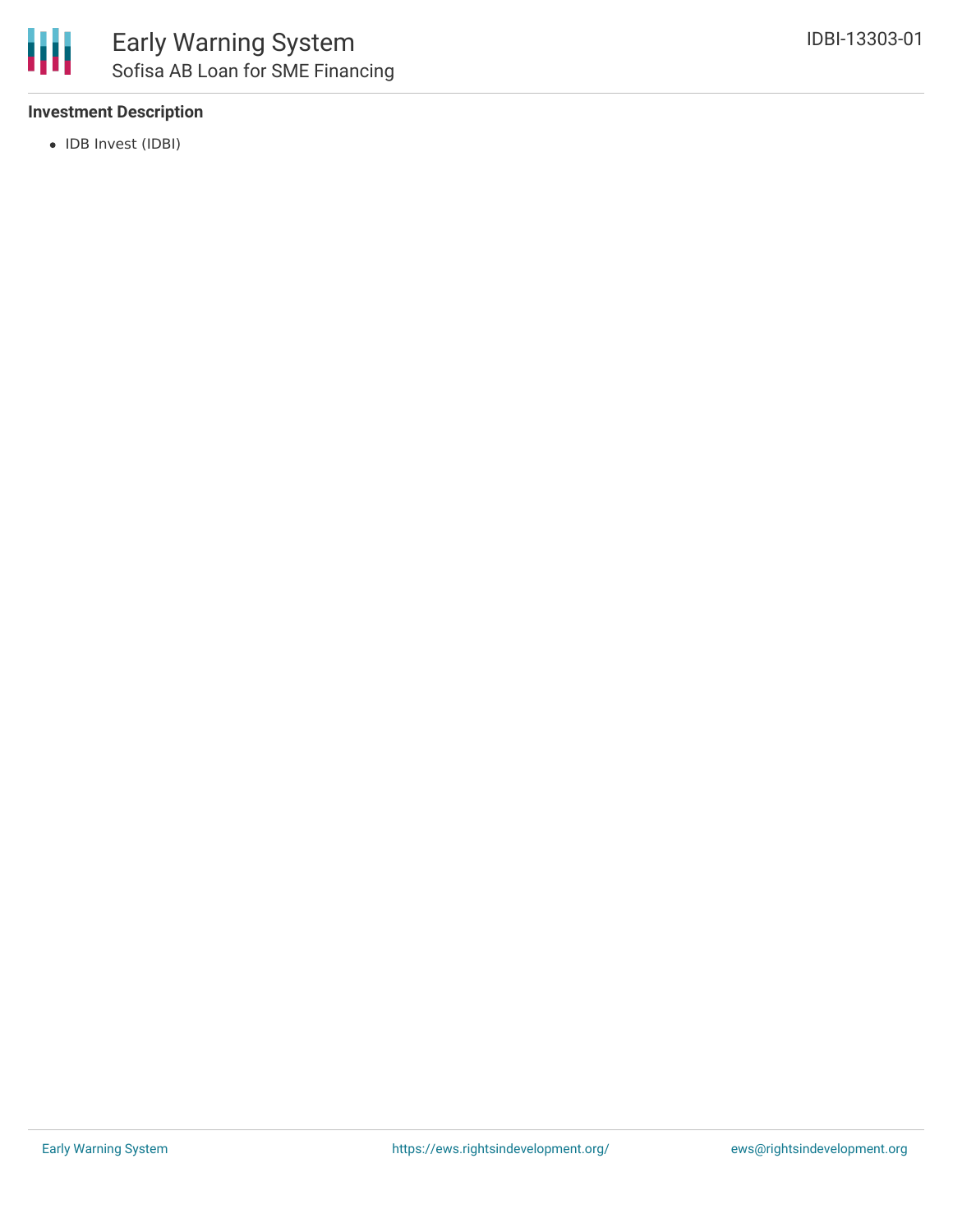### Investment Description

- IDB Invest (IDBI)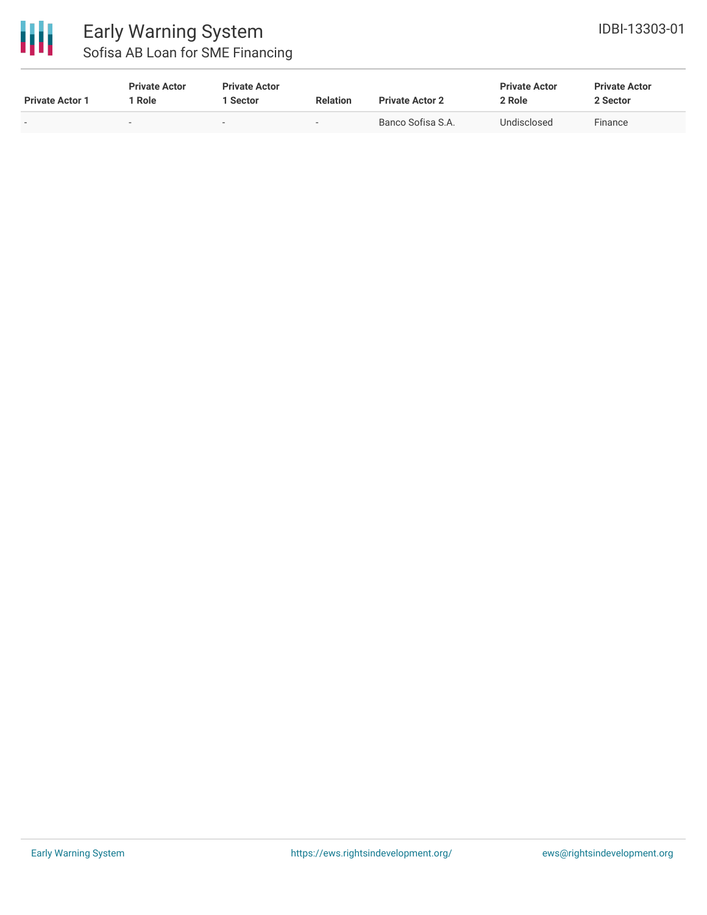| Private Actor 1 | Private Actor 1 Role | Private Actor 1 Sector | Relation | Private Actor 2 | Private Actor 2 Role | Private Actor 2 Sector |
|---|---|---|---|---|---|---|
| - | - | - | - | Banco Sofisa S.A. | Undisclosed | Finance |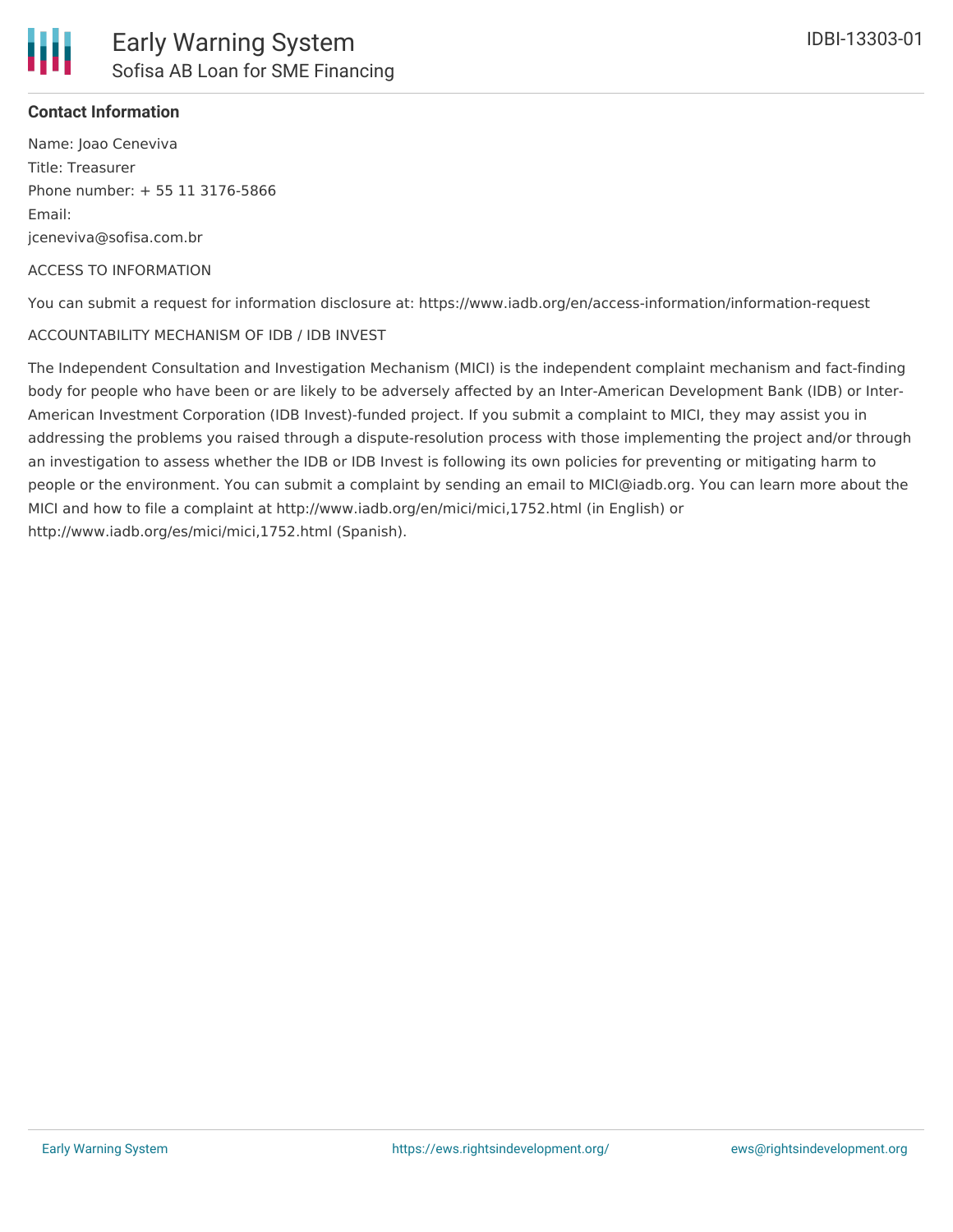### Contact Information

Name: Joao Ceneviva
Title: Treasurer
Phone number: + 55 11 3176-5866
Email:
jceneviva@sofisa.com.br

ACCESS TO INFORMATION

You can submit a request for information disclosure at: https://www.iadb.org/en/access-information/information-request

ACCOUNTABILITY MECHANISM OF IDB / IDB INVEST

The Independent Consultation and Investigation Mechanism (MICI) is the independent complaint mechanism and fact-finding body for people who have been or are likely to be adversely affected by an Inter-American Development Bank (IDB) or Inter-American Investment Corporation (IDB Invest)-funded project. If you submit a complaint to MICI, they may assist you in addressing the problems you raised through a dispute-resolution process with those implementing the project and/or through an investigation to assess whether the IDB or IDB Invest is following its own policies for preventing or mitigating harm to people or the environment. You can submit a complaint by sending an email to MICI@iadb.org. You can learn more about the MICI and how to file a complaint at http://www.iadb.org/en/mici/mici,1752.html (in English) or http://www.iadb.org/es/mici/mici,1752.html (Spanish).